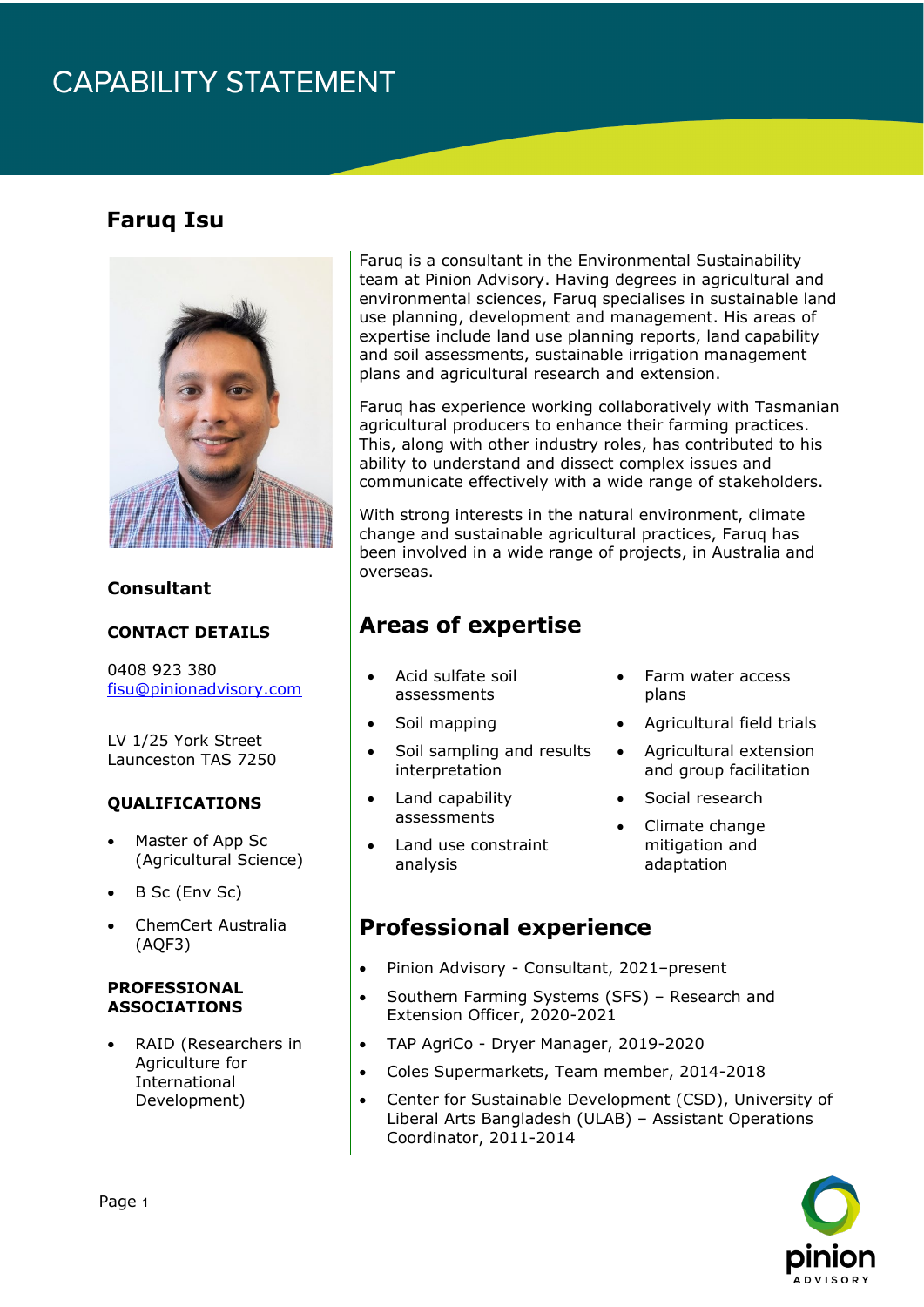# CAPABILITY STATEMENT

## Faruq Isu

**Consultant**

### CONTACT DETAILS

0408 923 380
fisu@pinionadvisory.com

LV 1/25 York Street
Launceston TAS 7250

### QUALIFICATIONS

- Master of App Sc (Agricultural Science)
- B Sc (Env Sc)
- ChemCert Australia (AQF3)

### PROFESSIONAL ASSOCIATIONS

- RAID (Researchers in Agriculture for International Development)

Faruq is a consultant in the Environmental Sustainability team at Pinion Advisory. Having degrees in agricultural and environmental sciences, Faruq specialises in sustainable land use planning, development and management. His areas of expertise include land use planning reports, land capability and soil assessments, sustainable irrigation management plans and agricultural research and extension.

Faruq has experience working collaboratively with Tasmanian agricultural producers to enhance their farming practices. This, along with other industry roles, has contributed to his ability to understand and dissect complex issues and communicate effectively with a wide range of stakeholders.

With strong interests in the natural environment, climate change and sustainable agricultural practices, Faruq has been involved in a wide range of projects, in Australia and overseas.

## Areas of expertise

- Acid sulfate soil assessments
- Soil mapping
- Soil sampling and results interpretation
- Land capability assessments
- Land use constraint analysis
- Farm water access plans
- Agricultural field trials
- Agricultural extension and group facilitation
- Social research
- Climate change mitigation and adaptation

## Professional experience

- Pinion Advisory - Consultant, 2021–present
- Southern Farming Systems (SFS) – Research and Extension Officer, 2020-2021
- TAP AgriCo - Dryer Manager, 2019-2020
- Coles Supermarkets, Team member, 2014-2018
- Center for Sustainable Development (CSD), University of Liberal Arts Bangladesh (ULAB) – Assistant Operations Coordinator, 2011-2014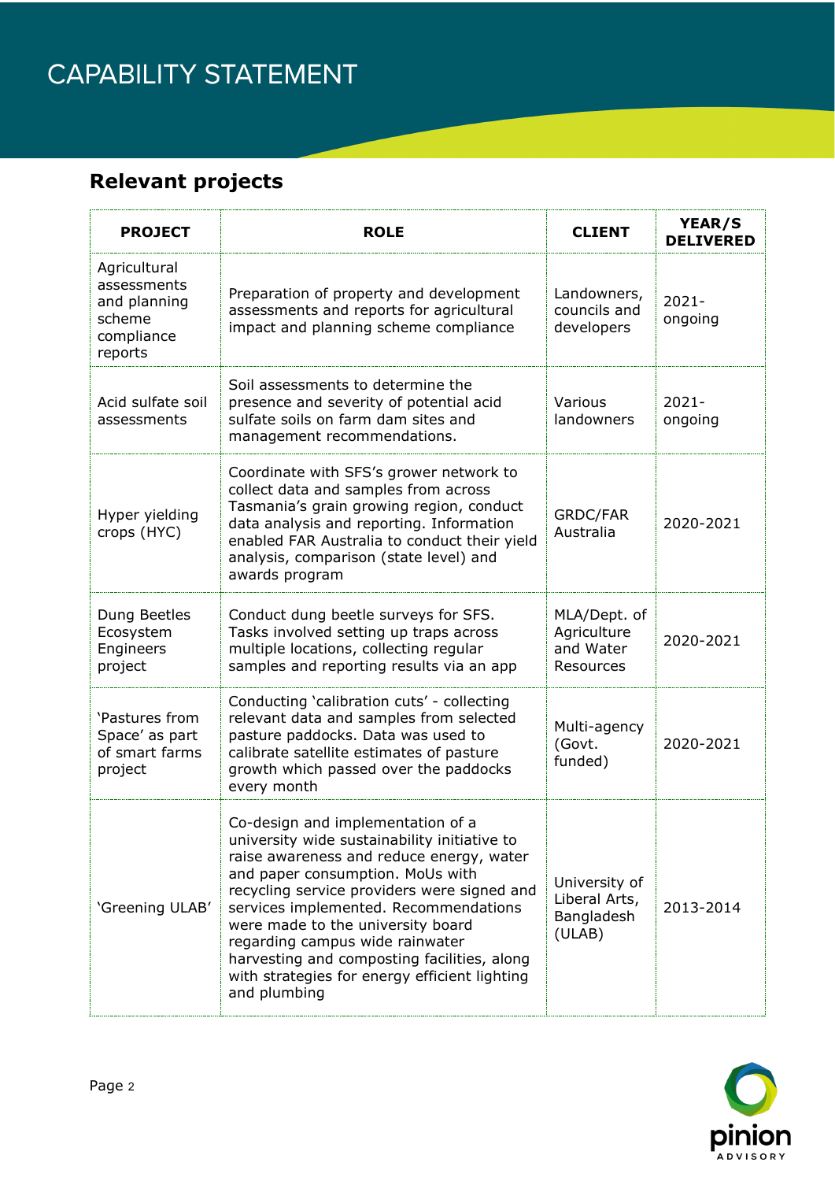# CAPABILITY STATEMENT

## Relevant projects

| PROJECT | ROLE | CLIENT | YEAR/S DELIVERED |
|---|---|---|---|
| Agricultural assessments and planning scheme compliance reports | Preparation of property and development assessments and reports for agricultural impact and planning scheme compliance | Landowners, councils and developers | 2021-ongoing |
| Acid sulfate soil assessments | Soil assessments to determine the presence and severity of potential acid sulfate soils on farm dam sites and management recommendations. | Various landowners | 2021-ongoing |
| Hyper yielding crops (HYC) | Coordinate with SFS's grower network to collect data and samples from across Tasmania's grain growing region, conduct data analysis and reporting. Information enabled FAR Australia to conduct their yield analysis, comparison (state level) and awards program | GRDC/FAR Australia | 2020-2021 |
| Dung Beetles Ecosystem Engineers project | Conduct dung beetle surveys for SFS. Tasks involved setting up traps across multiple locations, collecting regular samples and reporting results via an app | MLA/Dept. of Agriculture and Water Resources | 2020-2021 |
| 'Pastures from Space' as part of smart farms project | Conducting 'calibration cuts' - collecting relevant data and samples from selected pasture paddocks. Data was used to calibrate satellite estimates of pasture growth which passed over the paddocks every month | Multi-agency (Govt. funded) | 2020-2021 |
| 'Greening ULAB' | Co-design and implementation of a university wide sustainability initiative to raise awareness and reduce energy, water and paper consumption. MoUs with recycling service providers were signed and services implemented. Recommendations were made to the university board regarding campus wide rainwater harvesting and composting facilities, along with strategies for energy efficient lighting and plumbing | University of Liberal Arts, Bangladesh (ULAB) | 2013-2014 |

pinion ADVISORY